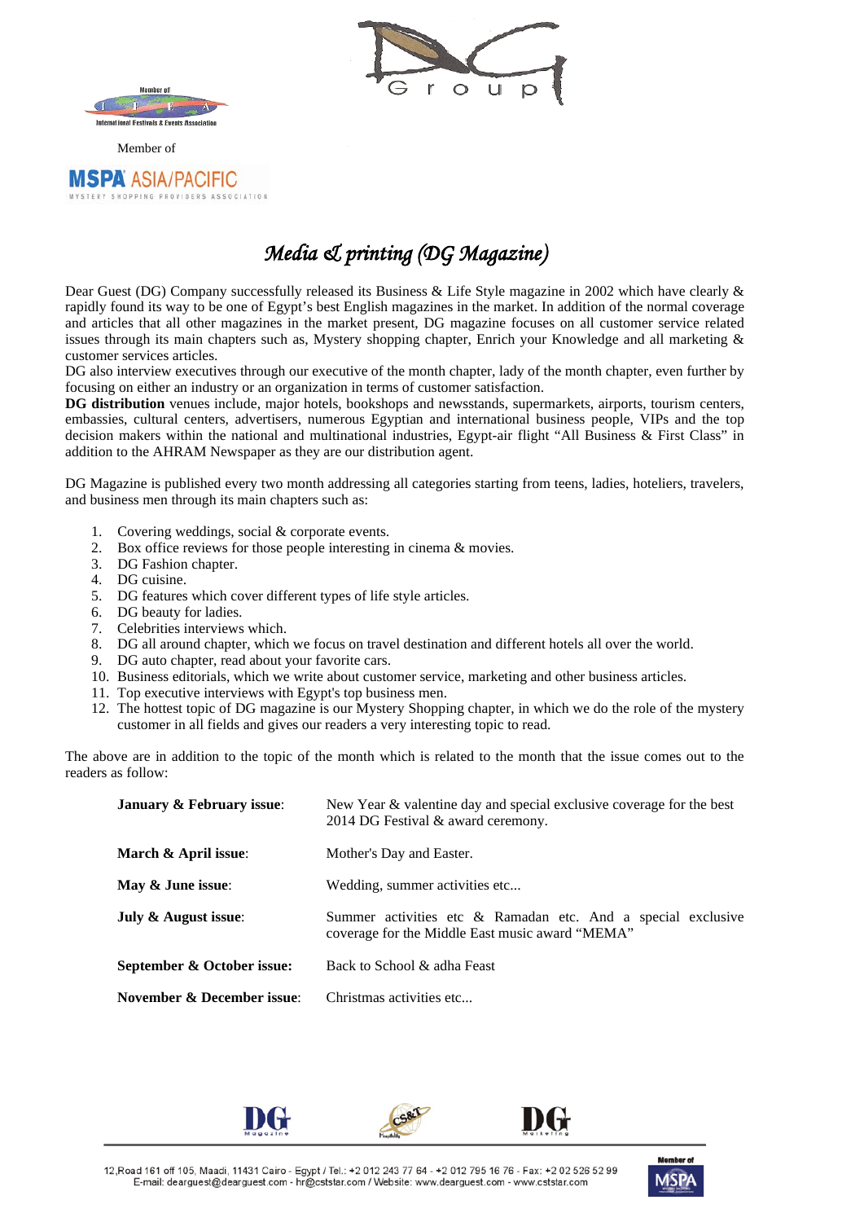Member of

# Media & printing (DG Magazine)

Dear Guest (DG) Company successfully released its Business & Life Style magazine in 2002 which have clearly & rapidly found its way to be one of Egypt's best English magazines in the market. In addition of the normal coverage and articles that all other magazines in the market present, DG magazine focuses on all customer service related issues through its main chapters such as, Mystery shopping chapter, Enrich your Knowledge and all marketing & customer services articles.

DG also interview executives through our executive of the month chapter, lady of the month chapter, even further by focusing on either an industry or an organization in terms of customer satisfaction.

**DG distribution** venues include, major hotels, bookshops and newsstands, supermarkets, airports, tourism centers, embassies, cultural centers, advertisers, numerous Egyptian and international business people, VIPs and the top decision makers within the national and multinational industries, Egypt-air flight "All Business & First Class" in addition to the AHRAM Newspaper as they are our distribution agent.

DG Magazine is published every two month addressing all categories starting from teens, ladies, hoteliers, travelers, and business men through its main chapters such as:

1. Covering weddings, social & corporate events.
2. Box office reviews for those people interesting in cinema & movies.
3. DG Fashion chapter.
4. DG cuisine.
5. DG features which cover different types of life style articles.
6. DG beauty for ladies.
7. Celebrities interviews which.
8. DG all around chapter, which we focus on travel destination and different hotels all over the world.
9. DG auto chapter, read about your favorite cars.
10. Business editorials, which we write about customer service, marketing and other business articles.
11. Top executive interviews with Egypt's top business men.
12. The hottest topic of DG magazine is our Mystery Shopping chapter, in which we do the role of the mystery customer in all fields and gives our readers a very interesting topic to read.

The above are in addition to the topic of the month which is related to the month that the issue comes out to the readers as follow:

| | |
|---|---|
| **January & February issue**: | New Year & valentine day and special exclusive coverage for the best 2014 DG Festival & award ceremony. |
| **March & April issue**: | Mother's Day and Easter. |
| **May & June issue**: | Wedding, summer activities etc... |
| **July & August issue**: | Summer activities etc & Ramadan etc. And a special exclusive coverage for the Middle East music award "MEMA" |
| **September & October issue:** | Back to School & adha Feast |
| **November & December issue**: | Christmas activities etc... |

12,Road 161 off 105, Maadi, 11431 Cairo - Egypt / Tel.: +2 012 243 77 64 - +2 012 795 16 76 - Fax: +2 02 526 52 99
E-mail: dearguest@dearguest.com - hr@cststar.com / Website: www.dearguest.com - www.cststar.com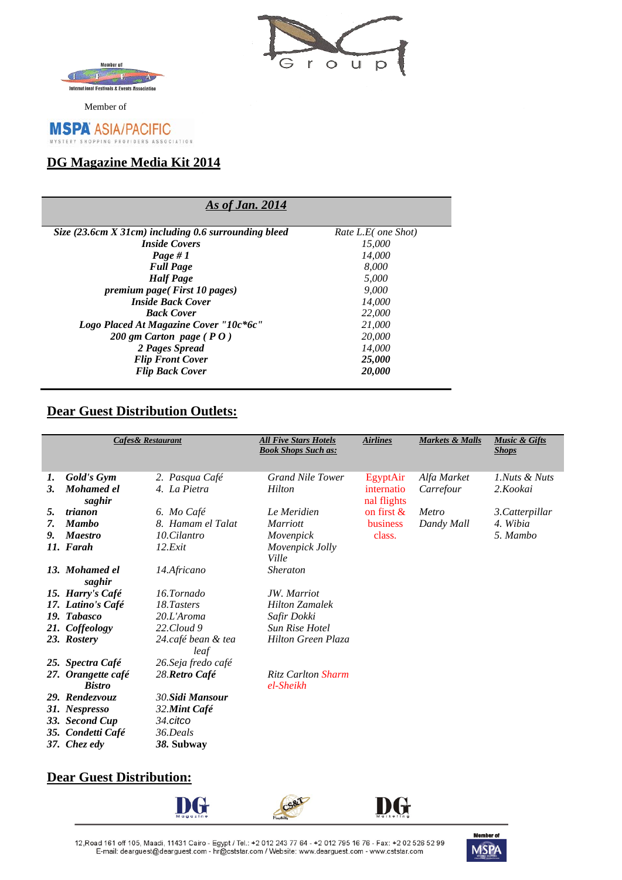Member of

Member of

## DG Magazine Media Kit 2014

| *As of Jan. 2014* | |
|---|---|
| ***Size (23.6cm X 31cm) including 0.6 surrounding bleed*** | *Rate L.E( one Shot)* |
| ***Inside Covers*** | *15,000* |
| ***Page # 1*** | *14,000* |
| ***Full Page*** | *8,000* |
| ***Half Page*** | *5,000* |
| ***premium page( First 10 pages)*** | *9,000* |
| ***Inside Back Cover*** | *14,000* |
| ***Back Cover*** | *22,000* |
| ***Logo Placed At Magazine Cover "10c*6c"*** | *21,000* |
| ***200 gm Carton page ( P O )*** | *20,000* |
| ***2 Pages Spread*** | *14,000* |
| ***Flip Front Cover*** | ***25,000*** |
| ***Flip Back Cover*** | ***20,000*** |

## Dear Guest Distribution Outlets:

| Cafes& Restaurant | | All Five Stars Hotels Book Shops Such as: | Airlines | Markets & Malls | Music & Gifts Shops |
|---|---|---|---|---|---|
| ***1. Gold's Gym*** | *2. Pasqua Café* | *Grand Nile Tower* | EgyptAir internatio nal flights on first & business class. | *Alfa Market* | *1.Nuts & Nuts* |
| ***3. Mohamed el saghir*** | *4. La Pietra* | *Hilton* | | *Carrefour* | *2.Kookai* |
| ***5. trianon*** | *6. Mo Café* | *Le Meridien* | | *Metro* | *3.Catterpillar* |
| ***7. Mambo*** | *8. Hamam el Talat* | *Marriott* | | *Dandy Mall* | *4. Wibia* |
| ***9. Maestro*** | *10.Cilantro* | *Movenpick* | | | *5. Mambo* |
| ***11. Farah*** | *12.Exit* | *Movenpick Jolly Ville* | | | |
| ***13. Mohamed el saghir*** | *14.Africano* | *Sheraton* | | | |
| ***15. Harry's Café*** | *16.Tornado* | *JW. Marriot* | | | |
| ***17. Latino's Café*** | *18.Tasters* | *Hilton Zamalek* | | | |
| ***19. Tabasco*** | *20.L'Aroma* | *Safir Dokki* | | | |
| ***21. Coffeology*** | *22.Cloud 9* | *Sun Rise Hotel* | | | |
| ***23. Rostery*** | *24.café bean & tea leaf* | *Hilton Green Plaza* | | | |
| ***25. Spectra Café*** | *26.Seja fredo café* | | | | |
| ***27. Orangette café Bistro*** | *28.**Retro Café*** | *Ritz Carlton Sharm el-Sheikh* | | | |
| ***29. Rendezvouz*** | *30.**Sidi Mansour*** | | | | |
| ***31. Nespresso*** | *32.**Mint Café*** | | | | |
| ***33. Second Cup*** | *34.citco* | | | | |
| ***35. Condetti Café*** | *36.Deals* | | | | |
| ***37. Chez edy*** | ***38. Subway*** | | | | |

## Dear Guest Distribution:

12,Road 161 off 105, Maadi, 11431 Cairo - Egypt / Tel.: +2 012 243 77 64 - +2 012 795 16 76 - Fax: +2 02 526 52 99
E-mail: dearguest@dearguest.com - hr@cststar.com / Website: www.dearguest.com - www.cststar.com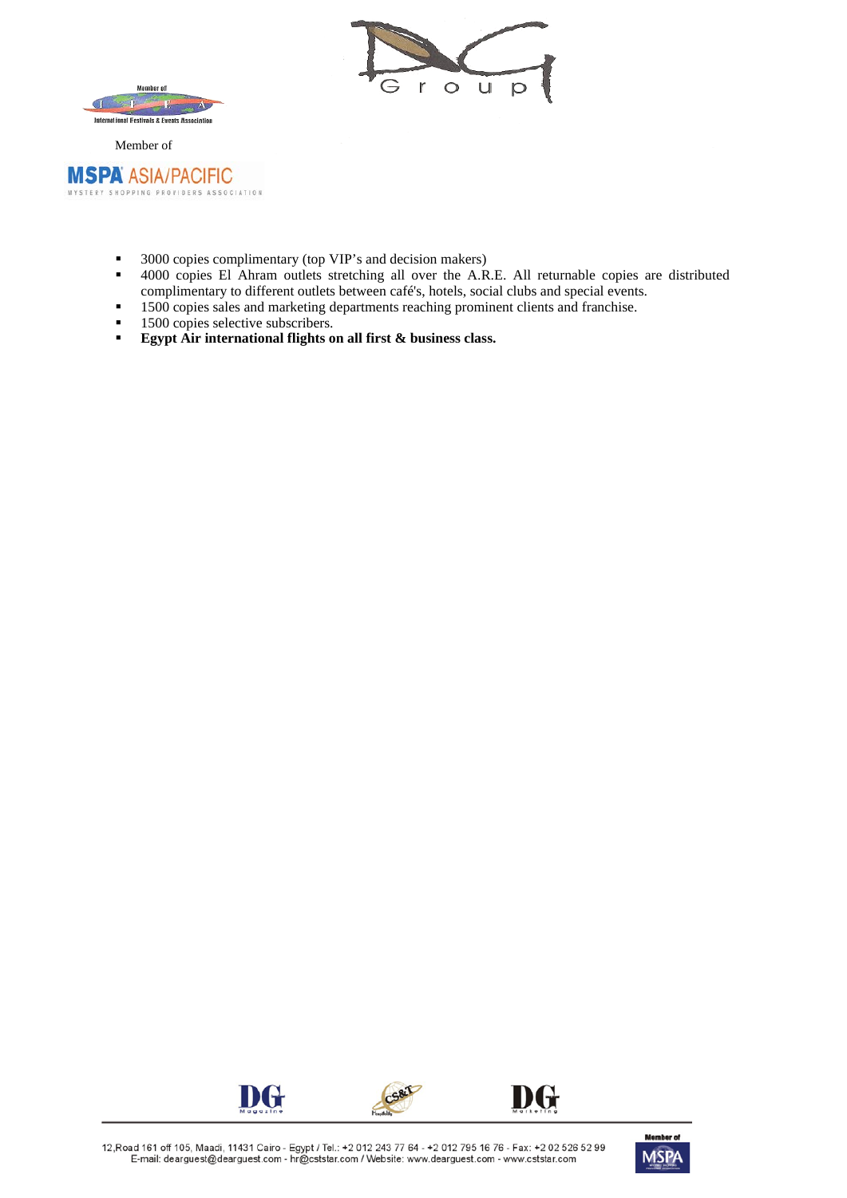Member of

- 3000 copies complimentary (top VIP's and decision makers)
- 4000 copies El Ahram outlets stretching all over the A.R.E. All returnable copies are distributed complimentary to different outlets between café's, hotels, social clubs and special events.
- 1500 copies sales and marketing departments reaching prominent clients and franchise.
- 1500 copies selective subscribers.
- **Egypt Air international flights on all first & business class.**

12,Road 161 off 105, Maadi, 11431 Cairo - Egypt / Tel.: +2 012 243 77 64 - +2 012 795 16 76 - Fax: +2 02 526 52 99
E-mail: dearguest@dearguest.com - hr@cststar.com / Website: www.dearguest.com - www.cststar.com